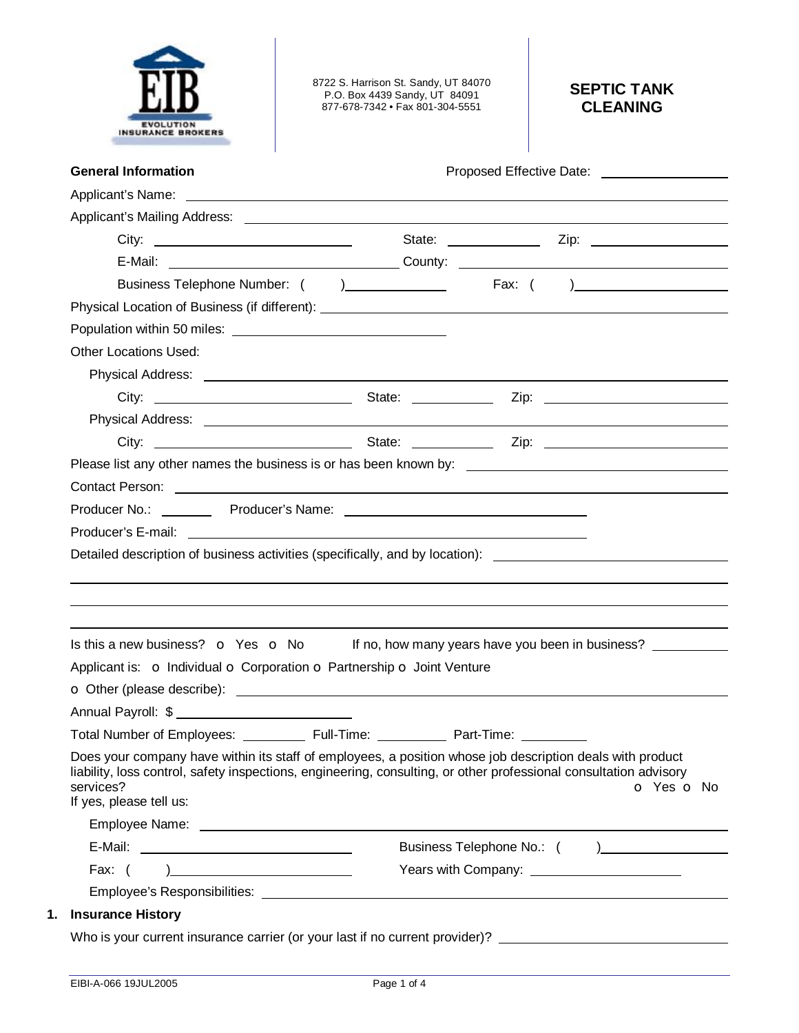EIB EVOLUTION INSURANCE BROKERS

8722 S. Harrison St. Sandy, UT 84070
P.O. Box 4439 Sandy, UT 84091
877-678-7342 • Fax 801-304-5551

# SEPTIC TANK CLEANING

**General Information** Proposed Effective Date: ____________

Applicant's Name: ____________

Applicant's Mailing Address: ____________

City: ____________ State: ____________ Zip: ____________

E-Mail: ____________ County: ____________

Business Telephone Number: ( ) ____________ Fax: ( ) ____________

Physical Location of Business (if different): ____________

Population within 50 miles: ____________

Other Locations Used:

Physical Address: ____________

City: ____________ State: ____________ Zip: ____________

Physical Address: ____________

City: ____________ State: ____________ Zip: ____________

Please list any other names the business is or has been known by: ____________

Contact Person: ____________

Producer No.: ________ Producer's Name: ____________

Producer's E-mail: ____________

Detailed description of business activities (specifically, and by location): ____________

____________

____________

____________

Is this a new business? o Yes o No If no, how many years have you been in business? ____________

Applicant is: o Individual o Corporation o Partnership o Joint Venture

o Other (please describe): ____________

Annual Payroll: $ ____________

Total Number of Employees: ________ Full-Time: ________ Part-Time: ________

Does your company have within its staff of employees, a position whose job description deals with product liability, loss control, safety inspections, engineering, consulting, or other professional consultation advisory services? o Yes o No

If yes, please tell us:

Employee Name: ____________

E-Mail: ____________ Business Telephone No.: ( ) ____________

Fax: ( ) ____________ Years with Company: ____________

Employee's Responsibilities: ____________

## 1. Insurance History

Who is your current insurance carrier (or your last if no current provider)? ____________

EIBI-A-066 19JUL2005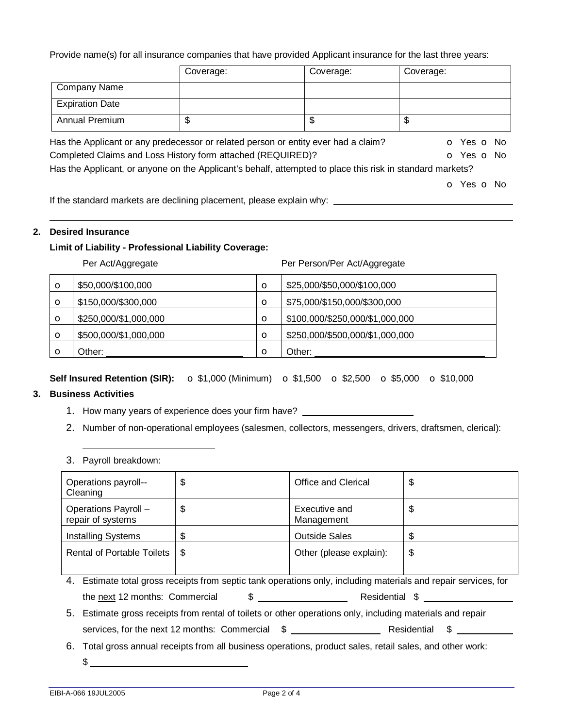Provide name(s) for all insurance companies that have provided Applicant insurance for the last three years:

| | Coverage: | Coverage: | Coverage: |
|---|---|---|---|
| Company Name | | | |
| Expiration Date | | | |
| Annual Premium | $ | $ | $ |

Has the Applicant or any predecessor or related person or entity ever had a claim? o Yes o No

Completed Claims and Loss History form attached (REQUIRED)? o Yes o No

Has the Applicant, or anyone on the Applicant's behalf, attempted to place this risk in standard markets?

o Yes o No

If the standard markets are declining placement, please explain why: ____________________

____________________

## 2. Desired Insurance

**Limit of Liability - Professional Liability Coverage:**

| | Per Act/Aggregate | | Per Person/Per Act/Aggregate |
|---|---|---|---|
| o | $50,000/$100,000 | o | $25,000/$50,000/$100,000 |
| o | $150,000/$300,000 | o | $75,000/$150,000/$300,000 |
| o | $250,000/$1,000,000 | o | $100,000/$250,000/$1,000,000 |
| o | $500,000/$1,000,000 | o | $250,000/$500,000/$1,000,000 |
| o | Other: ____________ | o | Other: ____________ |

**Self Insured Retention (SIR):** o $1,000 (Minimum) o $1,500 o $2,500 o $5,000 o $10,000

## 3. Business Activities

1. How many years of experience does your firm have? ____________
2. Number of non-operational employees (salesmen, collectors, messengers, drivers, draftsmen, clerical): ____________
3. Payroll breakdown:

| | | | |
|---|---|---|---|
| Operations payroll--Cleaning | $ | Office and Clerical | $ |
| Operations Payroll – repair of systems | $ | Executive and Management | $ |
| Installing Systems | $ | Outside Sales | $ |
| Rental of Portable Toilets | $ | Other (please explain): | $ |

4. Estimate total gross receipts from septic tank operations only, including materials and repair services, for the next 12 months: Commercial $ ____________ Residential $ ____________
5. Estimate gross receipts from rental of toilets or other operations only, including materials and repair services, for the next 12 months: Commercial $ ____________ Residential $ ____________
6. Total gross annual receipts from all business operations, product sales, retail sales, and other work: $ ____________

EIBI-A-066 19JUL2005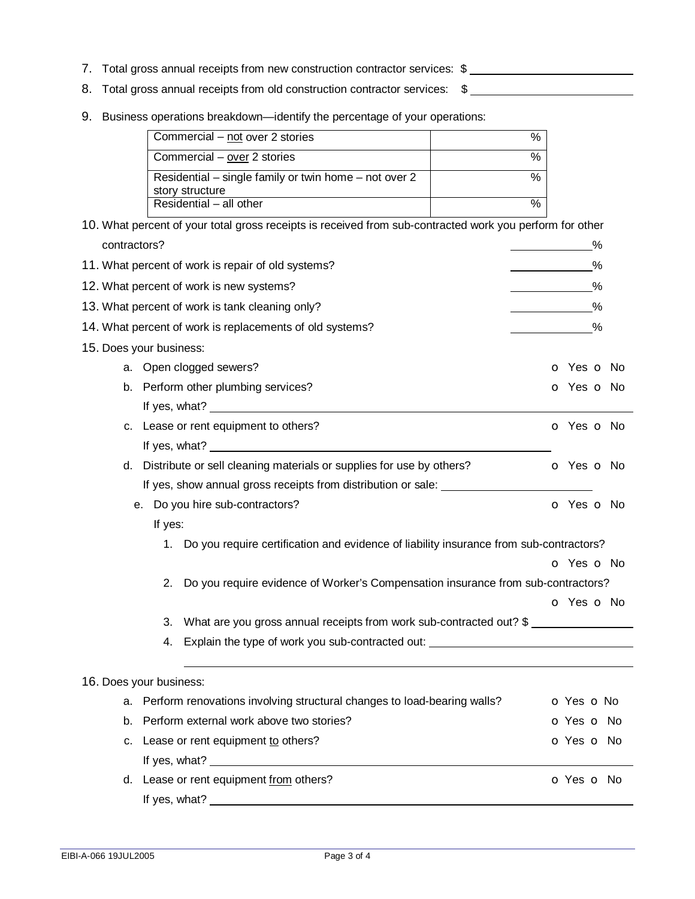7. Total gross annual receipts from new construction contractor services: $ ____________________

8. Total gross annual receipts from old construction contractor services: $ ____________________

9. Business operations breakdown—identify the percentage of your operations:

| | |
|---|---|
| Commercial – not over 2 stories | % |
| Commercial – over 2 stories | % |
| Residential – single family or twin home – not over 2 story structure | % |
| Residential – all other | % |

10. What percent of your total gross receipts is received from sub-contracted work you perform for other contractors? ________%

11. What percent of work is repair of old systems? ________%

12. What percent of work is new systems? ________%

13. What percent of work is tank cleaning only? ________%

14. What percent of work is replacements of old systems? ________%

15. Does your business:

    a. Open clogged sewers? o Yes o No

    b. Perform other plumbing services? o Yes o No

       If yes, what? ____________________

    c. Lease or rent equipment to others? o Yes o No

       If yes, what? ____________________

    d. Distribute or sell cleaning materials or supplies for use by others? o Yes o No

       If yes, show annual gross receipts from distribution or sale: ____________________

    e. Do you hire sub-contractors? o Yes o No

       If yes:

       1. Do you require certification and evidence of liability insurance from sub-contractors? o Yes o No

       2. Do you require evidence of Worker's Compensation insurance from sub-contractors? o Yes o No

       3. What are you gross annual receipts from work sub-contracted out? $ ____________________

       4. Explain the type of work you sub-contracted out: ____________________

16. Does your business:

    a. Perform renovations involving structural changes to load-bearing walls? o Yes o No

    b. Perform external work above two stories? o Yes o No

    c. Lease or rent equipment to others? o Yes o No

       If yes, what? ____________________

    d. Lease or rent equipment from others? o Yes o No

       If yes, what? ____________________

EIBI-A-066 19JUL2005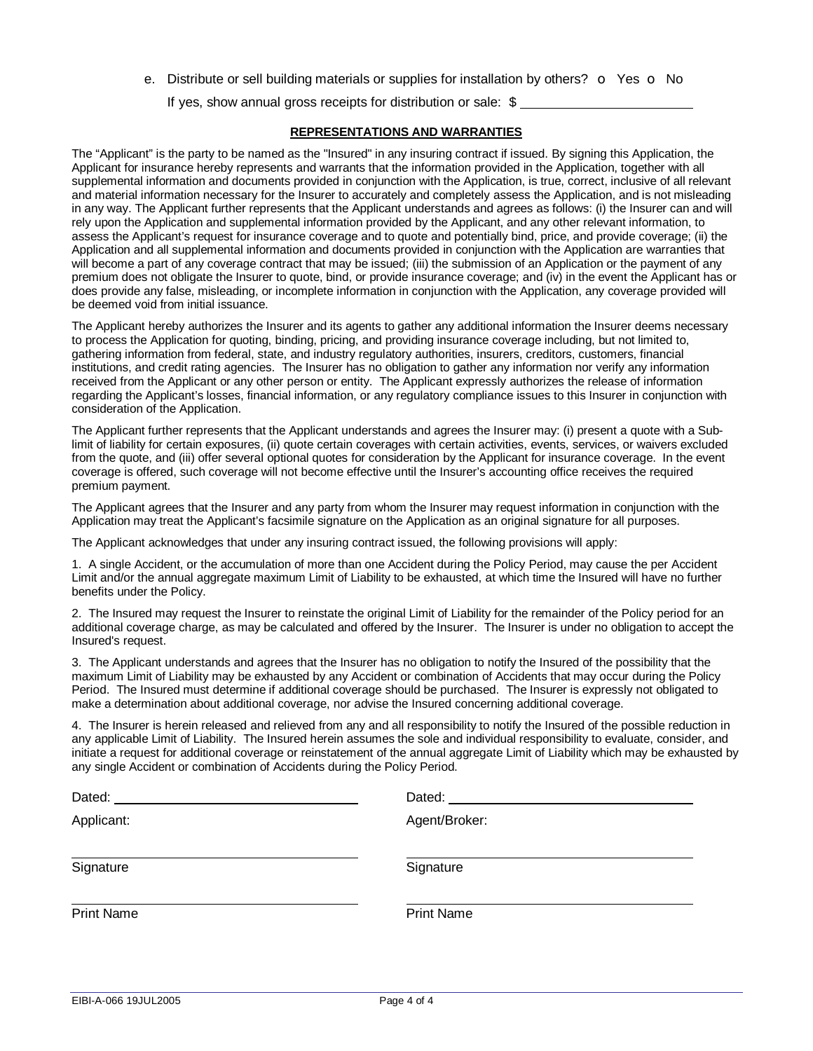e. Distribute or sell building materials or supplies for installation by others? o Yes o No

If yes, show annual gross receipts for distribution or sale: $ \_\_\_\_\_\_\_\_\_\_\_\_\_\_\_\_\_\_\_\_\_\_\_\_

**REPRESENTATIONS AND WARRANTIES**

The "Applicant" is the party to be named as the "Insured" in any insuring contract if issued. By signing this Application, the Applicant for insurance hereby represents and warrants that the information provided in the Application, together with all supplemental information and documents provided in conjunction with the Application, is true, correct, inclusive of all relevant and material information necessary for the Insurer to accurately and completely assess the Application, and is not misleading in any way. The Applicant further represents that the Applicant understands and agrees as follows: (i) the Insurer can and will rely upon the Application and supplemental information provided by the Applicant, and any other relevant information, to assess the Applicant's request for insurance coverage and to quote and potentially bind, price, and provide coverage; (ii) the Application and all supplemental information and documents provided in conjunction with the Application are warranties that will become a part of any coverage contract that may be issued; (iii) the submission of an Application or the payment of any premium does not obligate the Insurer to quote, bind, or provide insurance coverage; and (iv) in the event the Applicant has or does provide any false, misleading, or incomplete information in conjunction with the Application, any coverage provided will be deemed void from initial issuance.

The Applicant hereby authorizes the Insurer and its agents to gather any additional information the Insurer deems necessary to process the Application for quoting, binding, pricing, and providing insurance coverage including, but not limited to, gathering information from federal, state, and industry regulatory authorities, insurers, creditors, customers, financial institutions, and credit rating agencies. The Insurer has no obligation to gather any information nor verify any information received from the Applicant or any other person or entity. The Applicant expressly authorizes the release of information regarding the Applicant's losses, financial information, or any regulatory compliance issues to this Insurer in conjunction with consideration of the Application.

The Applicant further represents that the Applicant understands and agrees the Insurer may: (i) present a quote with a Sub-limit of liability for certain exposures, (ii) quote certain coverages with certain activities, events, services, or waivers excluded from the quote, and (iii) offer several optional quotes for consideration by the Applicant for insurance coverage. In the event coverage is offered, such coverage will not become effective until the Insurer's accounting office receives the required premium payment.

The Applicant agrees that the Insurer and any party from whom the Insurer may request information in conjunction with the Application may treat the Applicant's facsimile signature on the Application as an original signature for all purposes.

The Applicant acknowledges that under any insuring contract issued, the following provisions will apply:

1. A single Accident, or the accumulation of more than one Accident during the Policy Period, may cause the per Accident Limit and/or the annual aggregate maximum Limit of Liability to be exhausted, at which time the Insured will have no further benefits under the Policy.

2. The Insured may request the Insurer to reinstate the original Limit of Liability for the remainder of the Policy period for an additional coverage charge, as may be calculated and offered by the Insurer. The Insurer is under no obligation to accept the Insured's request.

3. The Applicant understands and agrees that the Insurer has no obligation to notify the Insured of the possibility that the maximum Limit of Liability may be exhausted by any Accident or combination of Accidents that may occur during the Policy Period. The Insured must determine if additional coverage should be purchased. The Insurer is expressly not obligated to make a determination about additional coverage, nor advise the Insured concerning additional coverage.

4. The Insurer is herein released and relieved from any and all responsibility to notify the Insured of the possible reduction in any applicable Limit of Liability. The Insured herein assumes the sole and individual responsibility to evaluate, consider, and initiate a request for additional coverage or reinstatement of the annual aggregate Limit of Liability which may be exhausted by any single Accident or combination of Accidents during the Policy Period.

| | |
|---|---|
| Dated: \_\_\_\_\_\_\_\_\_\_\_\_\_\_\_\_\_\_\_\_ | Dated: \_\_\_\_\_\_\_\_\_\_\_\_\_\_\_\_\_\_\_\_ |
| Applicant: | Agent/Broker: |
| \_\_\_\_\_\_\_\_\_\_\_\_\_\_\_\_\_\_\_\_ | \_\_\_\_\_\_\_\_\_\_\_\_\_\_\_\_\_\_\_\_ |
| Signature | Signature |
| \_\_\_\_\_\_\_\_\_\_\_\_\_\_\_\_\_\_\_\_ | \_\_\_\_\_\_\_\_\_\_\_\_\_\_\_\_\_\_\_\_ |
| Print Name | Print Name |

EIBI-A-066 19JUL2005